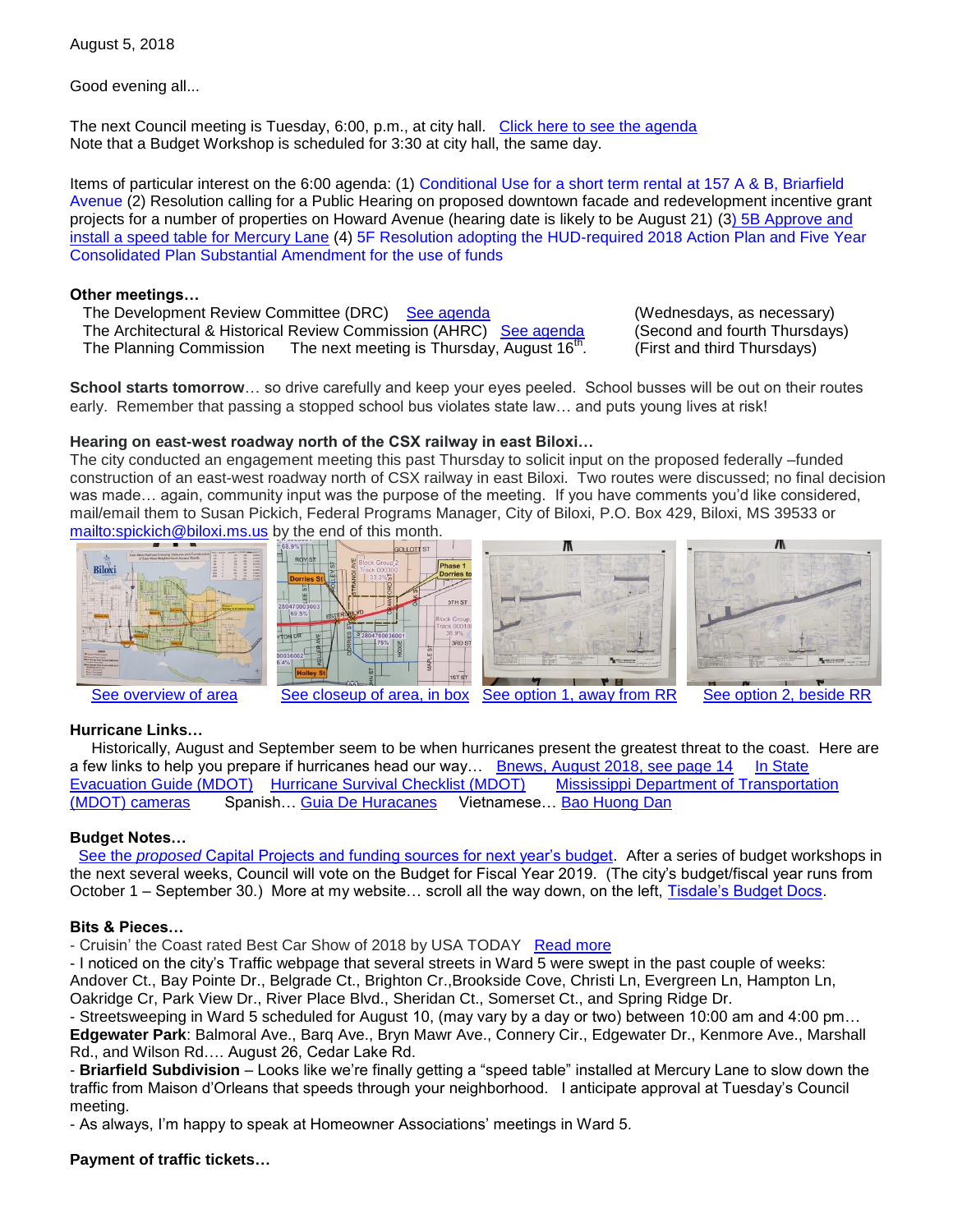August 5, 2018

Good evening all...

The next Council meeting is Tuesday, 6:00, p.m., at city hall. Click here to see the agenda
Note that a Budget Workshop is scheduled for 3:30 at city hall, the same day.

Items of particular interest on the 6:00 agenda: (1) Conditional Use for a short term rental at 157 A & B, Briarfield Avenue (2) Resolution calling for a Public Hearing on proposed downtown facade and redevelopment incentive grant projects for a number of properties on Howard Avenue (hearing date is likely to be August 21) (3) 5B Approve and install a speed table for Mercury Lane (4) 5F Resolution adopting the HUD-required 2018 Action Plan and Five Year Consolidated Plan Substantial Amendment for the use of funds

**Other meetings…**

| | | |
|---|---|---|
| The Development Review Committee (DRC) | See agenda | (Wednesdays, as necessary) |
| The Architectural & Historical Review Commission (AHRC) | See agenda | (Second and fourth Thursdays) |
| The Planning Commission | The next meeting is Thursday, August 16th. | (First and third Thursdays) |

**School starts tomorrow**… so drive carefully and keep your eyes peeled. School busses will be out on their routes early. Remember that passing a stopped school bus violates state law… and puts young lives at risk!

**Hearing on east-west roadway north of the CSX railway in east Biloxi…**
The city conducted an engagement meeting this past Thursday to solicit input on the proposed federally –funded construction of an east-west roadway north of CSX railway in east Biloxi. Two routes were discussed; no final decision was made… again, community input was the purpose of the meeting. If you have comments you'd like considered, mail/email them to Susan Pickich, Federal Programs Manager, City of Biloxi, P.O. Box 429, Biloxi, MS 39533 or mailto:spickich@biloxi.ms.us by the end of this month.

See overview of area See closeup of area, in box See option 1, away from RR See option 2, beside RR

**Hurricane Links…**
Historically, August and September seem to be when hurricanes present the greatest threat to the coast. Here are a few links to help you prepare if hurricanes head our way… Bnews, August 2018, see page 14 In State Evacuation Guide (MDOT) Hurricane Survival Checklist (MDOT) Mississippi Department of Transportation (MDOT) cameras Spanish… Guia De Huracanes Vietnamese… Bao Huong Dan

**Budget Notes…**
See the *proposed* Capital Projects and funding sources for next year's budget. After a series of budget workshops in the next several weeks, Council will vote on the Budget for Fiscal Year 2019. (The city's budget/fiscal year runs from October 1 – September 30.) More at my website… scroll all the way down, on the left, Tisdale's Budget Docs.

**Bits & Pieces…**
- Cruisin' the Coast rated Best Car Show of 2018 by USA TODAY Read more
- I noticed on the city's Traffic webpage that several streets in Ward 5 were swept in the past couple of weeks: Andover Ct., Bay Pointe Dr., Belgrade Ct., Brighton Cr.,Brookside Cove, Christi Ln, Evergreen Ln, Hampton Ln, Oakridge Cr, Park View Dr., River Place Blvd., Sheridan Ct., Somerset Ct., and Spring Ridge Dr.
- Streetsweeping in Ward 5 scheduled for August 10, (may vary by a day or two) between 10:00 am and 4:00 pm… **Edgewater Park**: Balmoral Ave., Barq Ave., Bryn Mawr Ave., Connery Cir., Edgewater Dr., Kenmore Ave., Marshall Rd., and Wilson Rd.… August 26, Cedar Lake Rd.
- **Briarfield Subdivision** – Looks like we're finally getting a "speed table" installed at Mercury Lane to slow down the traffic from Maison d'Orleans that speeds through your neighborhood. I anticipate approval at Tuesday's Council meeting.
- As always, I'm happy to speak at Homeowner Associations' meetings in Ward 5.

**Payment of traffic tickets…**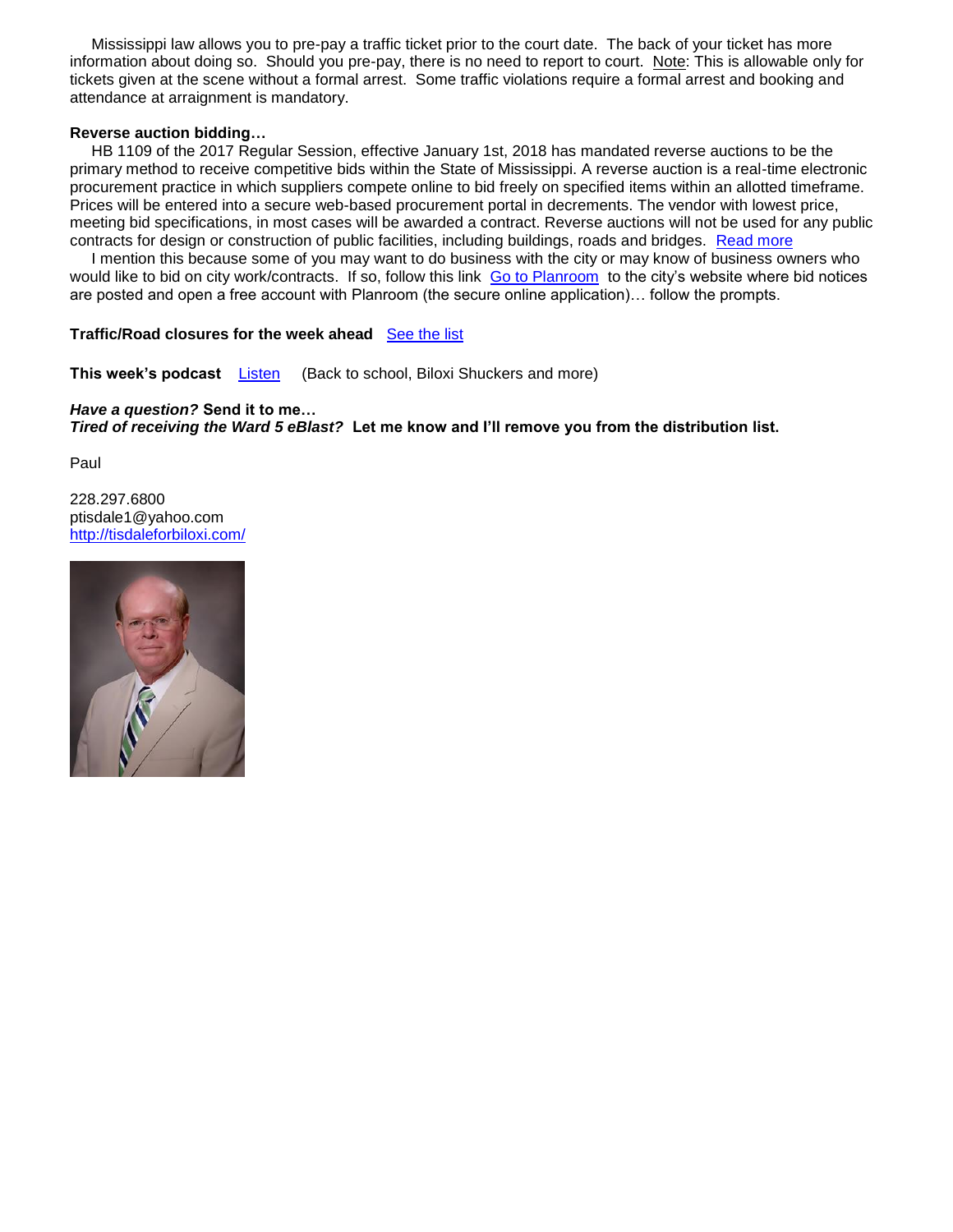Mississippi law allows you to pre-pay a traffic ticket prior to the court date. The back of your ticket has more information about doing so. Should you pre-pay, there is no need to report to court. Note: This is allowable only for tickets given at the scene without a formal arrest. Some traffic violations require a formal arrest and booking and attendance at arraignment is mandatory.

**Reverse auction bidding…**

HB 1109 of the 2017 Regular Session, effective January 1st, 2018 has mandated reverse auctions to be the primary method to receive competitive bids within the State of Mississippi. A reverse auction is a real-time electronic procurement practice in which suppliers compete online to bid freely on specified items within an allotted timeframe. Prices will be entered into a secure web-based procurement portal in decrements. The vendor with lowest price, meeting bid specifications, in most cases will be awarded a contract. Reverse auctions will not be used for any public contracts for design or construction of public facilities, including buildings, roads and bridges. Read more

I mention this because some of you may want to do business with the city or may know of business owners who would like to bid on city work/contracts. If so, follow this link Go to Planroom to the city's website where bid notices are posted and open a free account with Planroom (the secure online application)… follow the prompts.

**Traffic/Road closures for the week ahead** See the list

**This week's podcast** Listen (Back to school, Biloxi Shuckers and more)

***Have a question?* Send it to me…**
***Tired of receiving the Ward 5 eBlast?* Let me know and I'll remove you from the distribution list.**

Paul

228.297.6800
ptisdale1@yahoo.com
http://tisdaleforbiloxi.com/